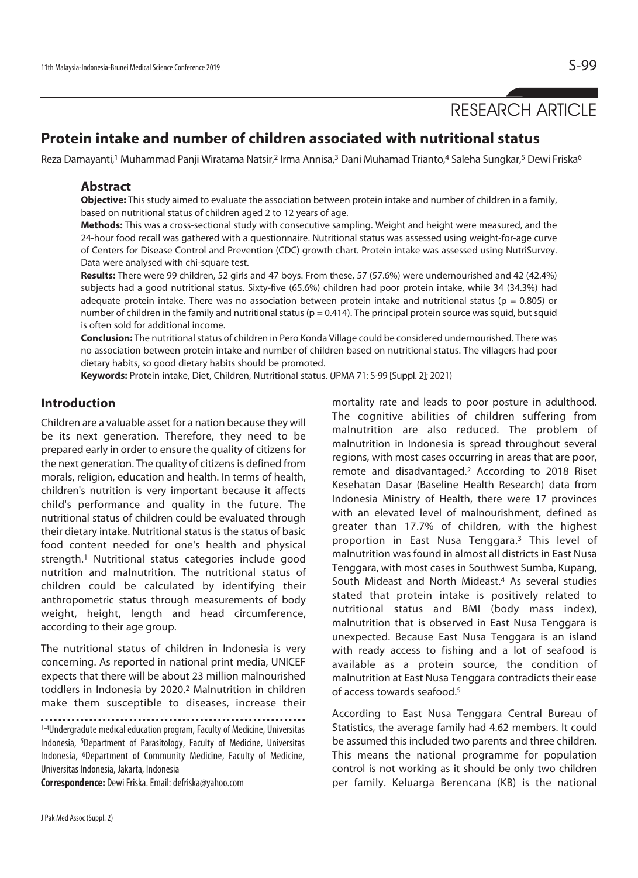RESEARCH ARTICLE

# Protein intake and number of children associated with nutritional status

Reza Damayanti,[1] Muhammad Panji Wiratama Natsir,[2] Irma Annisa,[3] Dani Muhamad Trianto,[4] Saleha Sungkar,[5] Dewi Friska[6]

## Abstract

**Objective:** This study aimed to evaluate the association between protein intake and number of children in a family, based on nutritional status of children aged 2 to 12 years of age.

**Methods:** This was a cross-sectional study with consecutive sampling. Weight and height were measured, and the 24-hour food recall was gathered with a questionnaire. Nutritional status was assessed using weight-for-age curve of Centers for Disease Control and Prevention (CDC) growth chart. Protein intake was assessed using NutriSurvey. Data were analysed with chi-square test.

**Results:** There were 99 children, 52 girls and 47 boys. From these, 57 (57.6%) were undernourished and 42 (42.4%) subjects had a good nutritional status. Sixty-five (65.6%) children had poor protein intake, while 34 (34.3%) had adequate protein intake. There was no association between protein intake and nutritional status ($p = 0.805$) or number of children in the family and nutritional status ($p = 0.414$). The principal protein source was squid, but squid is often sold for additional income.

**Conclusion:** The nutritional status of children in Pero Konda Village could be considered undernourished. There was no association between protein intake and number of children based on nutritional status. The villagers had poor dietary habits, so good dietary habits should be promoted.

**Keywords:** Protein intake, Diet, Children, Nutritional status. (JPMA 71: S-99 [Suppl. 2]; 2021)

## Introduction

Children are a valuable asset for a nation because they will be its next generation. Therefore, they need to be prepared early in order to ensure the quality of citizens for the next generation. The quality of citizens is defined from morals, religion, education and health. In terms of health, children's nutrition is very important because it affects child's performance and quality in the future. The nutritional status of children could be evaluated through their dietary intake. Nutritional status is the status of basic food content needed for one's health and physical strength.[1] Nutritional status categories include good nutrition and malnutrition. The nutritional status of children could be calculated by identifying their anthropometric status through measurements of body weight, height, length and head circumference, according to their age group.

The nutritional status of children in Indonesia is very concerning. As reported in national print media, UNICEF expects that there will be about 23 million malnourished toddlers in Indonesia by 2020.[2] Malnutrition in children make them susceptible to diseases, increase their mortality rate and leads to poor posture in adulthood. The cognitive abilities of children suffering from malnutrition are also reduced. The problem of malnutrition in Indonesia is spread throughout several regions, with most cases occurring in areas that are poor, remote and disadvantaged.[2] According to 2018 Riset Kesehatan Dasar (Baseline Health Research) data from Indonesia Ministry of Health, there were 17 provinces with an elevated level of malnourishment, defined as greater than 17.7% of children, with the highest proportion in East Nusa Tenggara.[3] This level of malnutrition was found in almost all districts in East Nusa Tenggara, with most cases in Southwest Sumba, Kupang, South Mideast and North Mideast.[4] As several studies stated that protein intake is positively related to nutritional status and BMI (body mass index), malnutrition that is observed in East Nusa Tenggara is unexpected. Because East Nusa Tenggara is an island with ready access to fishing and a lot of seafood is available as a protein source, the condition of malnutrition at East Nusa Tenggara contradicts their ease of access towards seafood.[5]

According to East Nusa Tenggara Central Bureau of Statistics, the average family had 4.62 members. It could be assumed this included two parents and three children. This means the national programme for population control is not working as it should be only two children per family. Keluarga Berencana (KB) is the national

[1-4]Undergradute medical education program, Faculty of Medicine, Universitas Indonesia, [5]Department of Parasitology, Faculty of Medicine, Universitas Indonesia, [6]Department of Community Medicine, Faculty of Medicine, Universitas Indonesia, Jakarta, Indonesia

**Correspondence:** Dewi Friska. Email: defriska@yahoo.com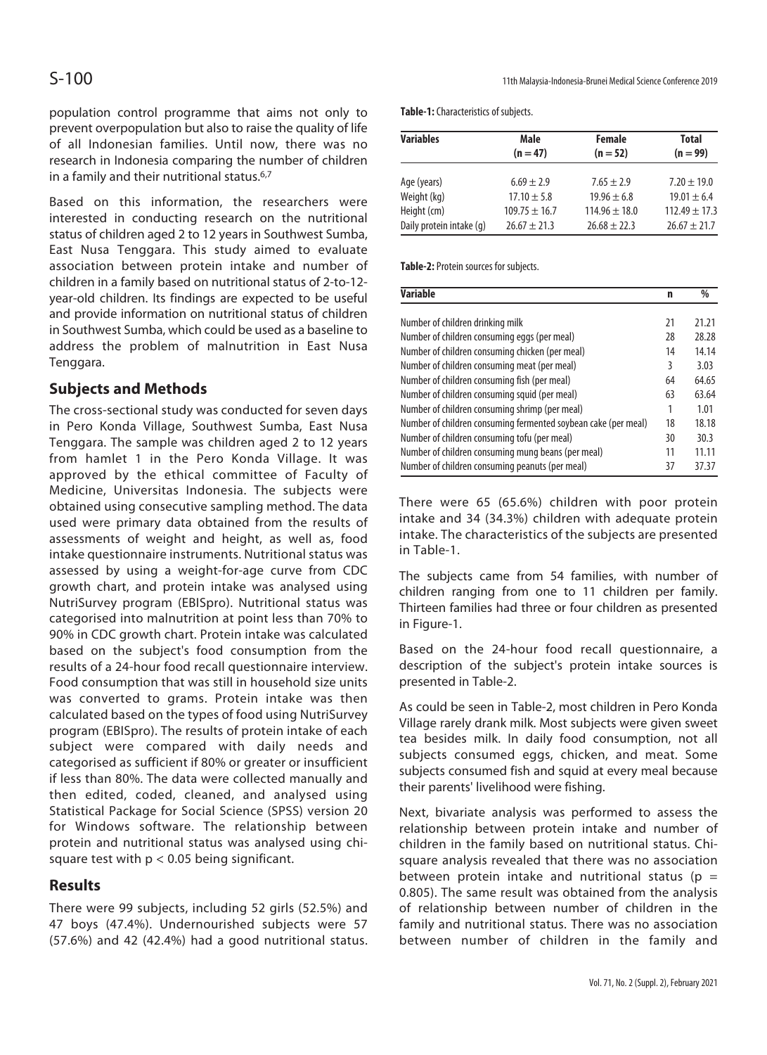population control programme that aims not only to prevent overpopulation but also to raise the quality of life of all Indonesian families. Until now, there was no research in Indonesia comparing the number of children in a family and their nutritional status.[6,7]

Based on this information, the researchers were interested in conducting research on the nutritional status of children aged 2 to 12 years in Southwest Sumba, East Nusa Tenggara. This study aimed to evaluate association between protein intake and number of children in a family based on nutritional status of 2-to-12-year-old children. Its findings are expected to be useful and provide information on nutritional status of children in Southwest Sumba, which could be used as a baseline to address the problem of malnutrition in East Nusa Tenggara.

## Subjects and Methods

The cross-sectional study was conducted for seven days in Pero Konda Village, Southwest Sumba, East Nusa Tenggara. The sample was children aged 2 to 12 years from hamlet 1 in the Pero Konda Village. It was approved by the ethical committee of Faculty of Medicine, Universitas Indonesia. The subjects were obtained using consecutive sampling method. The data used were primary data obtained from the results of assessments of weight and height, as well as, food intake questionnaire instruments. Nutritional status was assessed by using a weight-for-age curve from CDC growth chart, and protein intake was analysed using NutriSurvey program (EBISpro). Nutritional status was categorised into malnutrition at point less than 70% to 90% in CDC growth chart. Protein intake was calculated based on the subject's food consumption from the results of a 24-hour food recall questionnaire interview. Food consumption that was still in household size units was converted to grams. Protein intake was then calculated based on the types of food using NutriSurvey program (EBISpro). The results of protein intake of each subject were compared with daily needs and categorised as sufficient if 80% or greater or insufficient if less than 80%. The data were collected manually and then edited, coded, cleaned, and analysed using Statistical Package for Social Science (SPSS) version 20 for Windows software. The relationship between protein and nutritional status was analysed using chi-square test with $p < 0.05$ being significant.

## Results

There were 99 subjects, including 52 girls (52.5%) and 47 boys (47.4%). Undernourished subjects were 57 (57.6%) and 42 (42.4%) had a good nutritional status. There were 65 (65.6%) children with poor protein intake and 34 (34.3%) children with adequate protein intake. The characteristics of the subjects are presented in Table-1.

**Table-1:** Characteristics of subjects.

| Variables | Male (n = 47) | Female (n = 52) | Total (n = 99) |
|---|---|---|---|
| Age (years) | 6.69 ± 2.9 | 7.65 ± 2.9 | 7.20 ± 19.0 |
| Weight (kg) | 17.10 ± 5.8 | 19.96 ± 6.8 | 19.01 ± 6.4 |
| Height (cm) | 109.75 ± 16.7 | 114.96 ± 18.0 | 112.49 ± 17.3 |
| Daily protein intake (g) | 26.67 ± 21.3 | 26.68 ± 22.3 | 26.67 ± 21.7 |

The subjects came from 54 families, with number of children ranging from one to 11 children per family. Thirteen families had three or four children as presented in Figure-1.

Based on the 24-hour food recall questionnaire, a description of the subject's protein intake sources is presented in Table-2.

**Table-2:** Protein sources for subjects.

| Variable | n | % |
|---|---|---|
| Number of children drinking milk | 21 | 21.21 |
| Number of children consuming eggs (per meal) | 28 | 28.28 |
| Number of children consuming chicken (per meal) | 14 | 14.14 |
| Number of children consuming meat (per meal) | 3 | 3.03 |
| Number of children consuming fish (per meal) | 64 | 64.65 |
| Number of children consuming squid (per meal) | 63 | 63.64 |
| Number of children consuming shrimp (per meal) | 1 | 1.01 |
| Number of children consuming fermented soybean cake (per meal) | 18 | 18.18 |
| Number of children consuming tofu (per meal) | 30 | 30.3 |
| Number of children consuming mung beans (per meal) | 11 | 11.11 |
| Number of children consuming peanuts (per meal) | 37 | 37.37 |

As could be seen in Table-2, most children in Pero Konda Village rarely drank milk. Most subjects were given sweet tea besides milk. In daily food consumption, not all subjects consumed eggs, chicken, and meat. Some subjects consumed fish and squid at every meal because their parents' livelihood were fishing.

Next, bivariate analysis was performed to assess the relationship between protein intake and number of children in the family based on nutritional status. Chi-square analysis revealed that there was no association between protein intake and nutritional status ($p = 0.805$). The same result was obtained from the analysis of relationship between number of children in the family and nutritional status. There was no association between number of children in the family and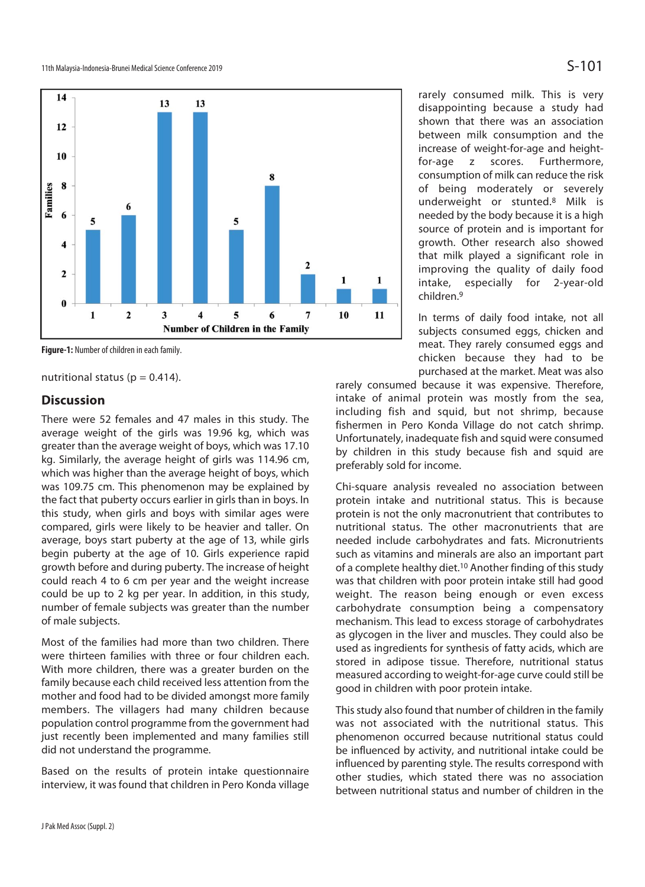Figure-1: Number of children in each family.

nutritional status (p = 0.414).

## Discussion

There were 52 females and 47 males in this study. The average weight of the girls was 19.96 kg, which was greater than the average weight of boys, which was 17.10 kg. Similarly, the average height of girls was 114.96 cm, which was higher than the average height of boys, which was 109.75 cm. This phenomenon may be explained by the fact that puberty occurs earlier in girls than in boys. In this study, when girls and boys with similar ages were compared, girls were likely to be heavier and taller. On average, boys start puberty at the age of 13, while girls begin puberty at the age of 10. Girls experience rapid growth before and during puberty. The increase of height could reach 4 to 6 cm per year and the weight increase could be up to 2 kg per year. In addition, in this study, number of female subjects was greater than the number of male subjects.

Most of the families had more than two children. There were thirteen families with three or four children each. With more children, there was a greater burden on the family because each child received less attention from the mother and food had to be divided amongst more family members. The villagers had many children because population control programme from the government had just recently been implemented and many families still did not understand the programme.

Based on the results of protein intake questionnaire interview, it was found that children in Pero Konda village rarely consumed milk. This is very disappointing because a study had shown that there was an association between milk consumption and the increase of weight-for-age and height-for-age z scores. Furthermore, consumption of milk can reduce the risk of being moderately or severely underweight or stunted.[8] Milk is needed by the body because it is a high source of protein and is important for growth. Other research also showed that milk played a significant role in improving the quality of daily food intake, especially for 2-year-old children.[9]

In terms of daily food intake, not all subjects consumed eggs, chicken and meat. They rarely consumed eggs and chicken because they had to be purchased at the market. Meat was also rarely consumed because it was expensive. Therefore, intake of animal protein was mostly from the sea, including fish and squid, but not shrimp, because fishermen in Pero Konda Village do not catch shrimp. Unfortunately, inadequate fish and squid were consumed by children in this study because fish and squid are preferably sold for income.

Chi-square analysis revealed no association between protein intake and nutritional status. This is because protein is not the only macronutrient that contributes to nutritional status. The other macronutrients that are needed include carbohydrates and fats. Micronutrients such as vitamins and minerals are also an important part of a complete healthy diet.[10] Another finding of this study was that children with poor protein intake still had good weight. The reason being enough or even excess carbohydrate consumption being a compensatory mechanism. This lead to excess storage of carbohydrates as glycogen in the liver and muscles. They could also be used as ingredients for synthesis of fatty acids, which are stored in adipose tissue. Therefore, nutritional status measured according to weight-for-age curve could still be good in children with poor protein intake.

This study also found that number of children in the family was not associated with the nutritional status. This phenomenon occurred because nutritional status could be influenced by activity, and nutritional intake could be influenced by parenting style. The results correspond with other studies, which stated there was no association between nutritional status and number of children in the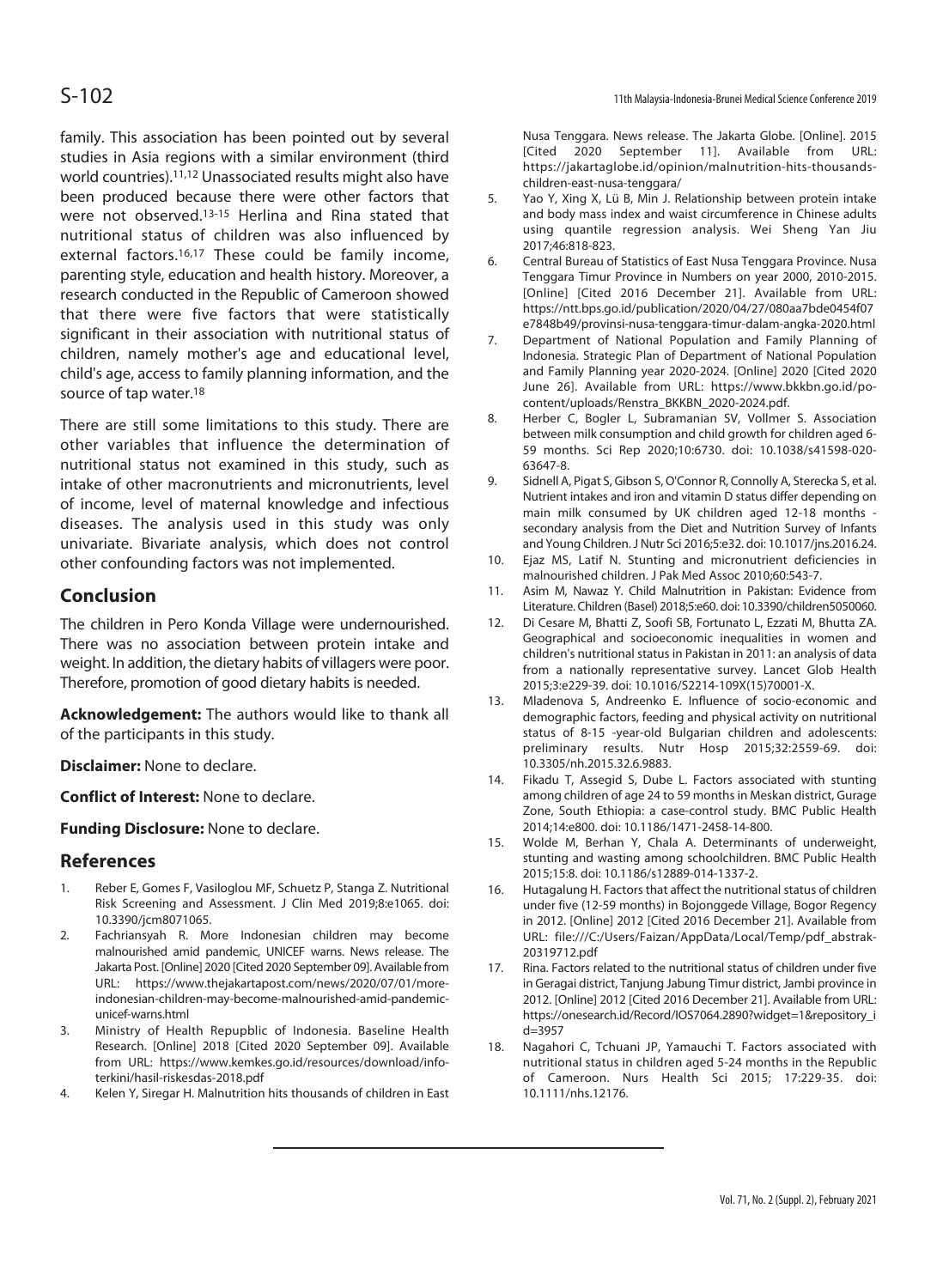family. This association has been pointed out by several studies in Asia regions with a similar environment (third world countries).[11,12] Unassociated results might also have been produced because there were other factors that were not observed.[13-15] Herlina and Rina stated that nutritional status of children was also influenced by external factors.[16,17] These could be family income, parenting style, education and health history. Moreover, a research conducted in the Republic of Cameroon showed that there were five factors that were statistically significant in their association with nutritional status of children, namely mother's age and educational level, child's age, access to family planning information, and the source of tap water.[18]

There are still some limitations to this study. There are other variables that influence the determination of nutritional status not examined in this study, such as intake of other macronutrients and micronutrients, level of income, level of maternal knowledge and infectious diseases. The analysis used in this study was only univariate. Bivariate analysis, which does not control other confounding factors was not implemented.

## Conclusion

The children in Pero Konda Village were undernourished. There was no association between protein intake and weight. In addition, the dietary habits of villagers were poor. Therefore, promotion of good dietary habits is needed.

**Acknowledgement:** The authors would like to thank all of the participants in this study.

**Disclaimer:** None to declare.

**Conflict of Interest:** None to declare.

**Funding Disclosure:** None to declare.

## References

1. Reber E, Gomes F, Vasiloglou MF, Schuetz P, Stanga Z. Nutritional Risk Screening and Assessment. J Clin Med 2019;8:e1065. doi: 10.3390/jcm8071065.
2. Fachriansyah R. More Indonesian children may become malnourished amid pandemic, UNICEF warns. News release. The Jakarta Post. [Online] 2020 [Cited 2020 September 09]. Available from URL: https://www.thejakartapost.com/news/2020/07/01/more-indonesian-children-may-become-malnourished-amid-pandemic-unicef-warns.html
3. Ministry of Health Repupblic of Indonesia. Baseline Health Research. [Online] 2018 [Cited 2020 September 09]. Available from URL: https://www.kemkes.go.id/resources/download/info-terkini/hasil-riskesdas-2018.pdf
4. Kelen Y, Siregar H. Malnutrition hits thousands of children in East Nusa Tenggara. News release. The Jakarta Globe. [Online]. 2015 [Cited 2020 September 11]. Available from URL: https://jakartaglobe.id/opinion/malnutrition-hits-thousands-children-east-nusa-tenggara/
5. Yao Y, Xing X, Lü B, Min J. Relationship between protein intake and body mass index and waist circumference in Chinese adults using quantile regression analysis. Wei Sheng Yan Jiu 2017;46:818-823.
6. Central Bureau of Statistics of East Nusa Tenggara Province. Nusa Tenggara Timur Province in Numbers on year 2000, 2010-2015. [Online] [Cited 2016 December 21]. Available from URL: https://ntt.bps.go.id/publication/2020/04/27/080aa7bde0454f07e7848b49/provinsi-nusa-tenggara-timur-dalam-angka-2020.html
7. Department of National Population and Family Planning of Indonesia. Strategic Plan of Department of National Population and Family Planning year 2020-2024. [Online] 2020 [Cited 2020 June 26]. Available from URL: https://www.bkkbn.go.id/po-content/uploads/Renstra_BKKBN_2020-2024.pdf.
8. Herber C, Bogler L, Subramanian SV, Vollmer S. Association between milk consumption and child growth for children aged 6-59 months. Sci Rep 2020;10:6730. doi: 10.1038/s41598-020-63647-8.
9. Sidnell A, Pigat S, Gibson S, O'Connor R, Connolly A, Sterecka S, et al. Nutrient intakes and iron and vitamin D status differ depending on main milk consumed by UK children aged 12-18 months - secondary analysis from the Diet and Nutrition Survey of Infants and Young Children. J Nutr Sci 2016;5:e32. doi: 10.1017/jns.2016.24.
10. Ejaz MS, Latif N. Stunting and micronutrient deficiencies in malnourished children. J Pak Med Assoc 2010;60:543-7.
11. Asim M, Nawaz Y. Child Malnutrition in Pakistan: Evidence from Literature. Children (Basel) 2018;5:e60. doi: 10.3390/children5050060.
12. Di Cesare M, Bhatti Z, Soofi SB, Fortunato L, Ezzati M, Bhutta ZA. Geographical and socioeconomic inequalities in women and children's nutritional status in Pakistan in 2011: an analysis of data from a nationally representative survey. Lancet Glob Health 2015;3:e229-39. doi: 10.1016/S2214-109X(15)70001-X.
13. Mladenova S, Andreenko E. Influence of socio-economic and demographic factors, feeding and physical activity on nutritional status of 8-15 -year-old Bulgarian children and adolescents: preliminary results. Nutr Hosp 2015;32:2559-69. doi: 10.3305/nh.2015.32.6.9883.
14. Fikadu T, Assegid S, Dube L. Factors associated with stunting among children of age 24 to 59 months in Meskan district, Gurage Zone, South Ethiopia: a case-control study. BMC Public Health 2014;14:e800. doi: 10.1186/1471-2458-14-800.
15. Wolde M, Berhan Y, Chala A. Determinants of underweight, stunting and wasting among schoolchildren. BMC Public Health 2015;15:8. doi: 10.1186/s12889-014-1337-2.
16. Hutagalung H. Factors that affect the nutritional status of children under five (12-59 months) in Bojonggede Village, Bogor Regency in 2012. [Online] 2012 [Cited 2016 December 21]. Available from URL: file:///C:/Users/Faizan/AppData/Local/Temp/pdf_abstrak-20319712.pdf
17. Rina. Factors related to the nutritional status of children under five in Geragai district, Tanjung Jabung Timur district, Jambi province in 2012. [Online] 2012 [Cited 2016 December 21]. Available from URL: https://onesearch.id/Record/IOS7064.2890?widget=1&repository_id=3957
18. Nagahori C, Tchuani JP, Yamauchi T. Factors associated with nutritional status in children aged 5-24 months in the Republic of Cameroon. Nurs Health Sci 2015; 17:229-35. doi: 10.1111/nhs.12176.